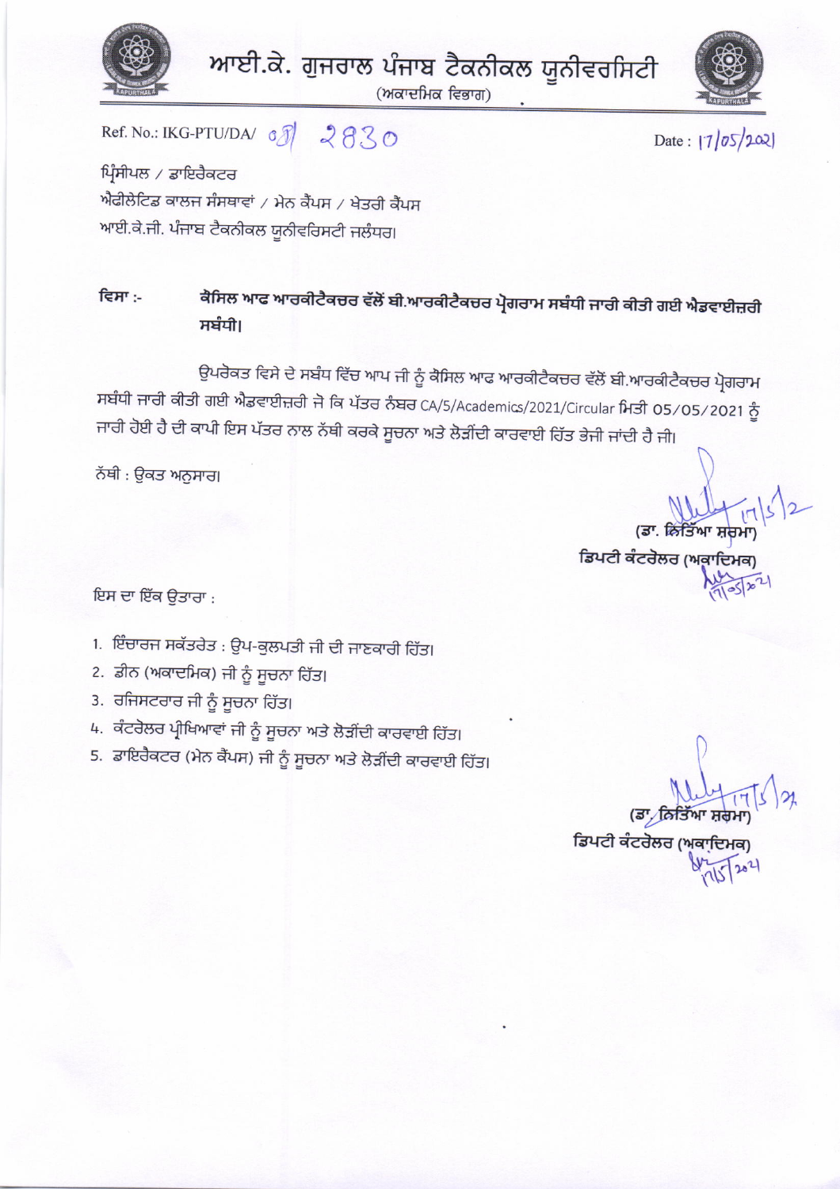# ਆਈ.ਕੇ. ਗੁਜਰਾਲ ਪੰਜਾਬ ਟੈਕਨੀਕਲ ਯੂਨੀਵਰਸਿਟੀ

(ਅਕਾਦਮਿਕ ਵਿਭਾਗ)

Ref. No.: IKG-PTU/DA/ 08/ 2830

Date : 17/05/2021

ਪ੍ਰਿੰਸੀਪਲ / ਡਾਇਰੈਕਟਰ
ਐਫੀਲੇਟਿਡ ਕਾਲਜ ਸੰਸਥਾਵਾਂ / ਮੇਨ ਕੈਂਪਸ / ਖੇਤਰੀ ਕੈਂਪਸ
ਆਈ.ਕੇ.ਜੀ. ਪੰਜਾਬ ਟੈਕਨੀਕਲ ਯੂਨੀਵਰਸਿਟੀ ਜਲੰਧਰ।

**ਵਿਸ਼ਾ :- ਕੌਂਸਿਲ ਆਫ ਆਰਕੀਟੈਕਚਰ ਵੱਲੋਂ ਬੀ.ਆਰਕੀਟੈਕਚਰ ਪ੍ਰੋਗਰਾਮ ਸਬੰਧੀ ਜਾਰੀ ਕੀਤੀ ਗਈ ਐਡਵਾਈਜ਼ਰੀ ਸਬੰਧੀ।**

ਉਪਰੋਕਤ ਵਿਸ਼ੇ ਦੇ ਸਬੰਧ ਵਿੱਚ ਆਪ ਜੀ ਨੂੰ ਕੌਂਸਿਲ ਆਫ ਆਰਕੀਟੈਕਚਰ ਵੱਲੋਂ ਬੀ.ਆਰਕੀਟੈਕਚਰ ਪ੍ਰੋਗਰਾਮ ਸਬੰਧੀ ਜਾਰੀ ਕੀਤੀ ਗਈ ਐਡਵਾਈਜ਼ਰੀ ਜੋ ਕਿ ਪੱਤਰ ਨੰਬਰ CA/5/Academics/2021/Circular ਮਿਤੀ 05/05/2021 ਨੂੰ ਜਾਰੀ ਹੋਈ ਹੈ ਦੀ ਕਾਪੀ ਇਸ ਪੱਤਰ ਨਾਲ ਨੱਥੀ ਕਰਕੇ ਸੂਚਨਾ ਅਤੇ ਲੋੜੀਂਦੀ ਕਾਰਵਾਈ ਹਿੱਤ ਭੇਜੀ ਜਾਂਦੀ ਹੈ ਜੀ।

ਨੱਥੀ : ਉਕਤ ਅਨੁਸਾਰ।

(ਡਾ. ਕਿਤਿੱਆ ਸ਼ਰਮਾ)
ਡਿਪਟੀ ਕੰਟਰੋਲਰ (ਅਕਾਦਮਿਕ)

ਇਸ ਦਾ ਇੱਕ ਉਤਾਰਾ :

1. ਇੰਚਾਰਜ ਸਕੱਤਰੇਤ : ਉਪ-ਕੁਲਪਤੀ ਜੀ ਦੀ ਜਾਣਕਾਰੀ ਹਿੱਤ।
2. ਡੀਨ (ਅਕਾਦਮਿਕ) ਜੀ ਨੂੰ ਸੂਚਨਾ ਹਿੱਤ।
3. ਰਜਿਸਟਰਾਰ ਜੀ ਨੂੰ ਸੂਚਨਾ ਹਿੱਤ।
4. ਕੰਟਰੋਲਰ ਪ੍ਰੀਖਿਆਵਾਂ ਜੀ ਨੂੰ ਸੂਚਨਾ ਅਤੇ ਲੋੜੀਂਦੀ ਕਾਰਵਾਈ ਹਿੱਤ।
5. ਡਾਇਰੈਕਟਰ (ਮੇਨ ਕੈਂਪਸ) ਜੀ ਨੂੰ ਸੂਚਨਾ ਅਤੇ ਲੋੜੀਂਦੀ ਕਾਰਵਾਈ ਹਿੱਤ।

(ਡਾ. ਕਿਤਿੱਆ ਸ਼ਰਮਾ)
ਡਿਪਟੀ ਕੰਟਰੋਲਰ (ਅਕਾਦਮਿਕ)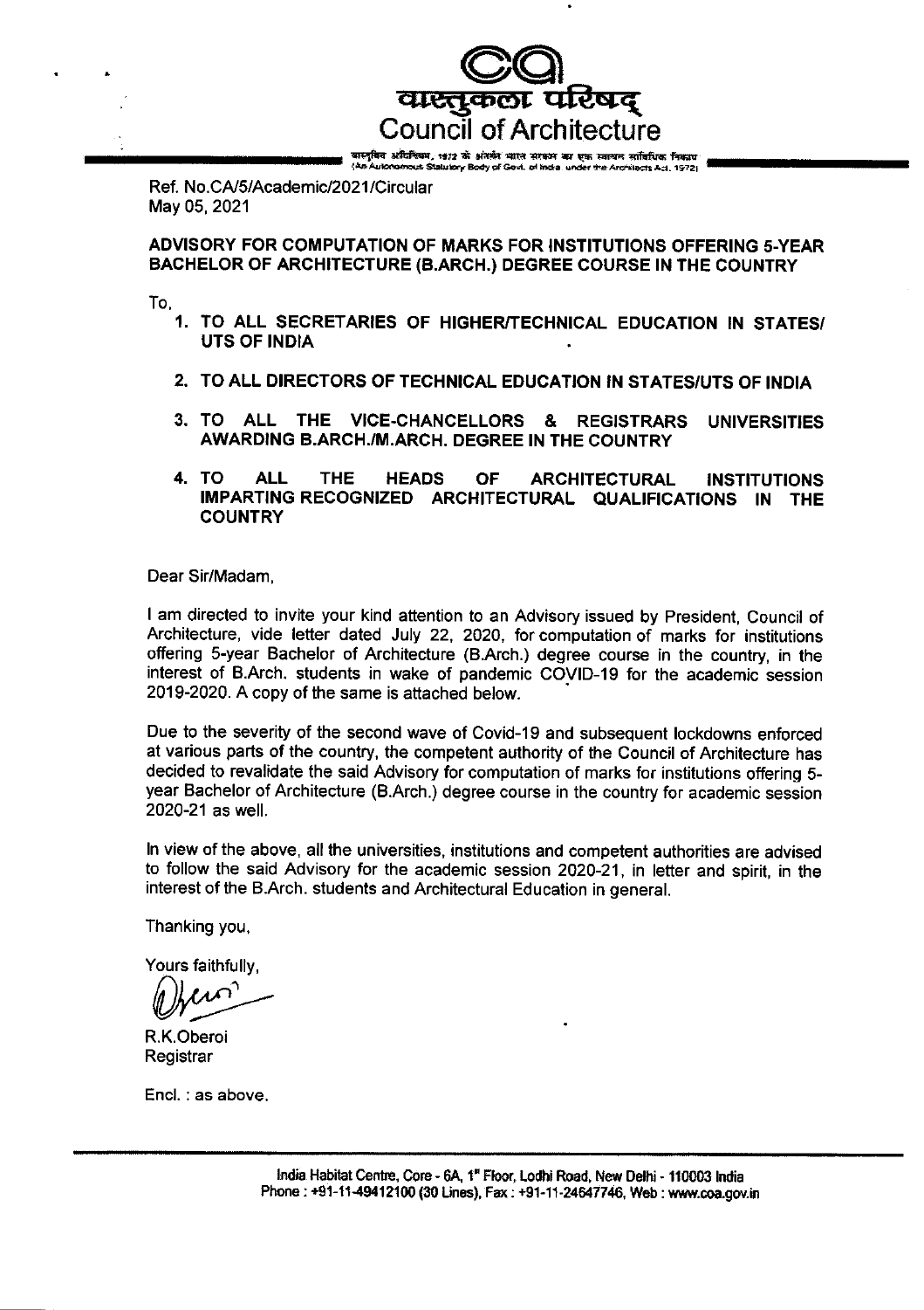वास्तुकला परिषद्
Council of Architecture

वास्तुविद अधिनियम, 1972 के अंतर्गत भारत सरकार का एक स्वायत्त सांविधिक निकाय
(An Autonomous Statutory Body of Govt. of India under the Architects Act, 1972)

Ref. No.CA/5/Academic/2021/Circular
May 05, 2021

**ADVISORY FOR COMPUTATION OF MARKS FOR INSTITUTIONS OFFERING 5-YEAR BACHELOR OF ARCHITECTURE (B.ARCH.) DEGREE COURSE IN THE COUNTRY**

To,

1. **TO ALL SECRETARIES OF HIGHER/TECHNICAL EDUCATION IN STATES/ UTS OF INDIA**
2. **TO ALL DIRECTORS OF TECHNICAL EDUCATION IN STATES/UTS OF INDIA**
3. **TO ALL THE VICE-CHANCELLORS & REGISTRARS UNIVERSITIES AWARDING B.ARCH./M.ARCH. DEGREE IN THE COUNTRY**
4. **TO ALL THE HEADS OF ARCHITECTURAL INSTITUTIONS IMPARTING RECOGNIZED ARCHITECTURAL QUALIFICATIONS IN THE COUNTRY**

Dear Sir/Madam,

I am directed to invite your kind attention to an Advisory issued by President, Council of Architecture, vide letter dated July 22, 2020, for computation of marks for institutions offering 5-year Bachelor of Architecture (B.Arch.) degree course in the country, in the interest of B.Arch. students in wake of pandemic COVID-19 for the academic session 2019-2020. A copy of the same is attached below.

Due to the severity of the second wave of Covid-19 and subsequent lockdowns enforced at various parts of the country, the competent authority of the Council of Architecture has decided to revalidate the said Advisory for computation of marks for institutions offering 5-year Bachelor of Architecture (B.Arch.) degree course in the country for academic session 2020-21 as well.

In view of the above, all the universities, institutions and competent authorities are advised to follow the said Advisory for the academic session 2020-21, in letter and spirit, in the interest of the B.Arch. students and Architectural Education in general.

Thanking you,

Yours faithfully,

R.K.Oberoi
Registrar

Encl. : as above.

India Habitat Centre, Core - 6A, 1st Floor, Lodhi Road, New Delhi - 110003 India
Phone : +91-11-49412100 (30 Lines), Fax : +91-11-24647746, Web : www.coa.gov.in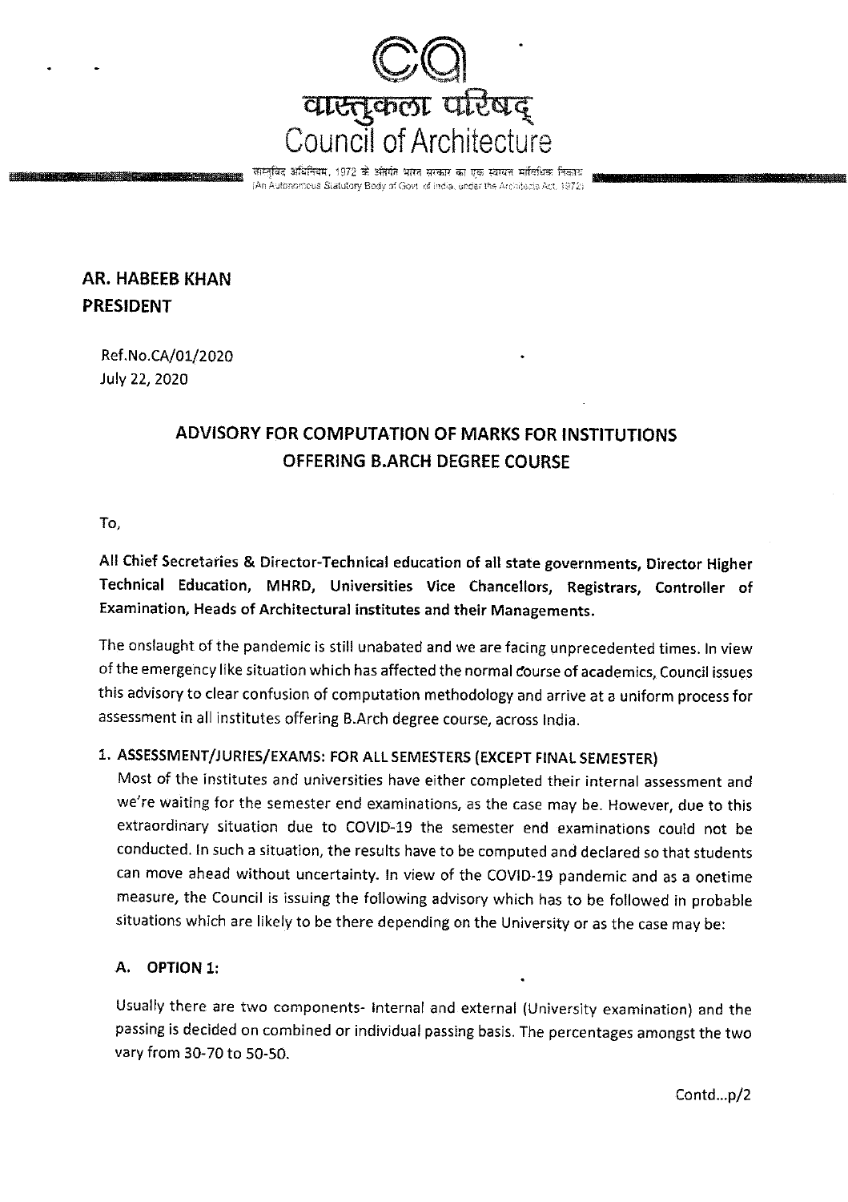वास्तुकला परिषद्
Council of Architecture

वास्तुविद अधिनियम, 1972 के अंतर्गत भारत सरकार का एक स्वायत्त सांविधिक निकाय
(An Autonomous Statutory Body of Govt. of India, under the Architects Act, 1972)

**AR. HABEEB KHAN**
**PRESIDENT**

Ref.No.CA/01/2020
July 22, 2020

## ADVISORY FOR COMPUTATION OF MARKS FOR INSTITUTIONS OFFERING B.ARCH DEGREE COURSE

To,

**All Chief Secretaries & Director-Technical education of all state governments, Director Higher Technical Education, MHRD, Universities Vice Chancellors, Registrars, Controller of Examination, Heads of Architectural institutes and their Managements.**

The onslaught of the pandemic is still unabated and we are facing unprecedented times. In view of the emergency like situation which has affected the normal course of academics, Council issues this advisory to clear confusion of computation methodology and arrive at a uniform process for assessment in all institutes offering B.Arch degree course, across India.

1. **ASSESSMENT/JURIES/EXAMS: FOR ALL SEMESTERS (EXCEPT FINAL SEMESTER)**

   Most of the institutes and universities have either completed their internal assessment and we're waiting for the semester end examinations, as the case may be. However, due to this extraordinary situation due to COVID-19 the semester end examinations could not be conducted. In such a situation, the results have to be computed and declared so that students can move ahead without uncertainty. In view of the COVID-19 pandemic and as a onetime measure, the Council is issuing the following advisory which has to be followed in probable situations which are likely to be there depending on the University or as the case may be:

   **A. OPTION 1:**

   Usually there are two components- internal and external (University examination) and the passing is decided on combined or individual passing basis. The percentages amongst the two vary from 30-70 to 50-50.

Contd...p/2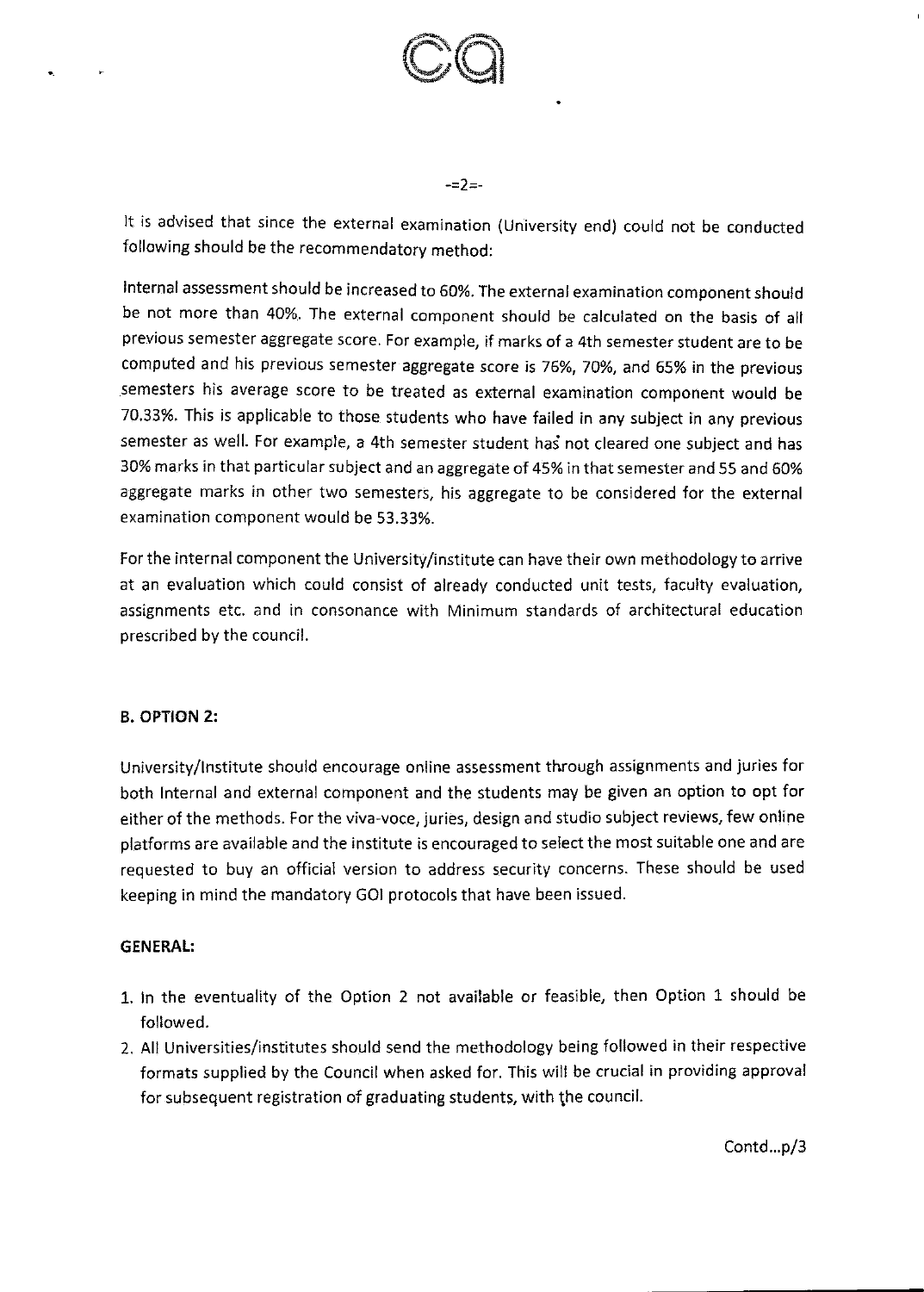It is advised that since the external examination (University end) could not be conducted following should be the recommendatory method:

Internal assessment should be increased to 60%. The external examination component should be not more than 40%. The external component should be calculated on the basis of all previous semester aggregate score. For example, if marks of a 4th semester student are to be computed and his previous semester aggregate score is 76%, 70%, and 65% in the previous semesters his average score to be treated as external examination component would be 70.33%. This is applicable to those students who have failed in any subject in any previous semester as well. For example, a 4th semester student has not cleared one subject and has 30% marks in that particular subject and an aggregate of 45% in that semester and 55 and 60% aggregate marks in other two semesters, his aggregate to be considered for the external examination component would be 53.33%.

For the internal component the University/institute can have their own methodology to arrive at an evaluation which could consist of already conducted unit tests, faculty evaluation, assignments etc. and in consonance with Minimum standards of architectural education prescribed by the council.

**B. OPTION 2:**

University/Institute should encourage online assessment through assignments and juries for both Internal and external component and the students may be given an option to opt for either of the methods. For the viva-voce, juries, design and studio subject reviews, few online platforms are available and the institute is encouraged to select the most suitable one and are requested to buy an official version to address security concerns. These should be used keeping in mind the mandatory GOI protocols that have been issued.

**GENERAL:**

1. In the eventuality of the Option 2 not available or feasible, then Option 1 should be followed.
2. All Universities/institutes should send the methodology being followed in their respective formats supplied by the Council when asked for. This will be crucial in providing approval for subsequent registration of graduating students, with the council.

Contd...p/3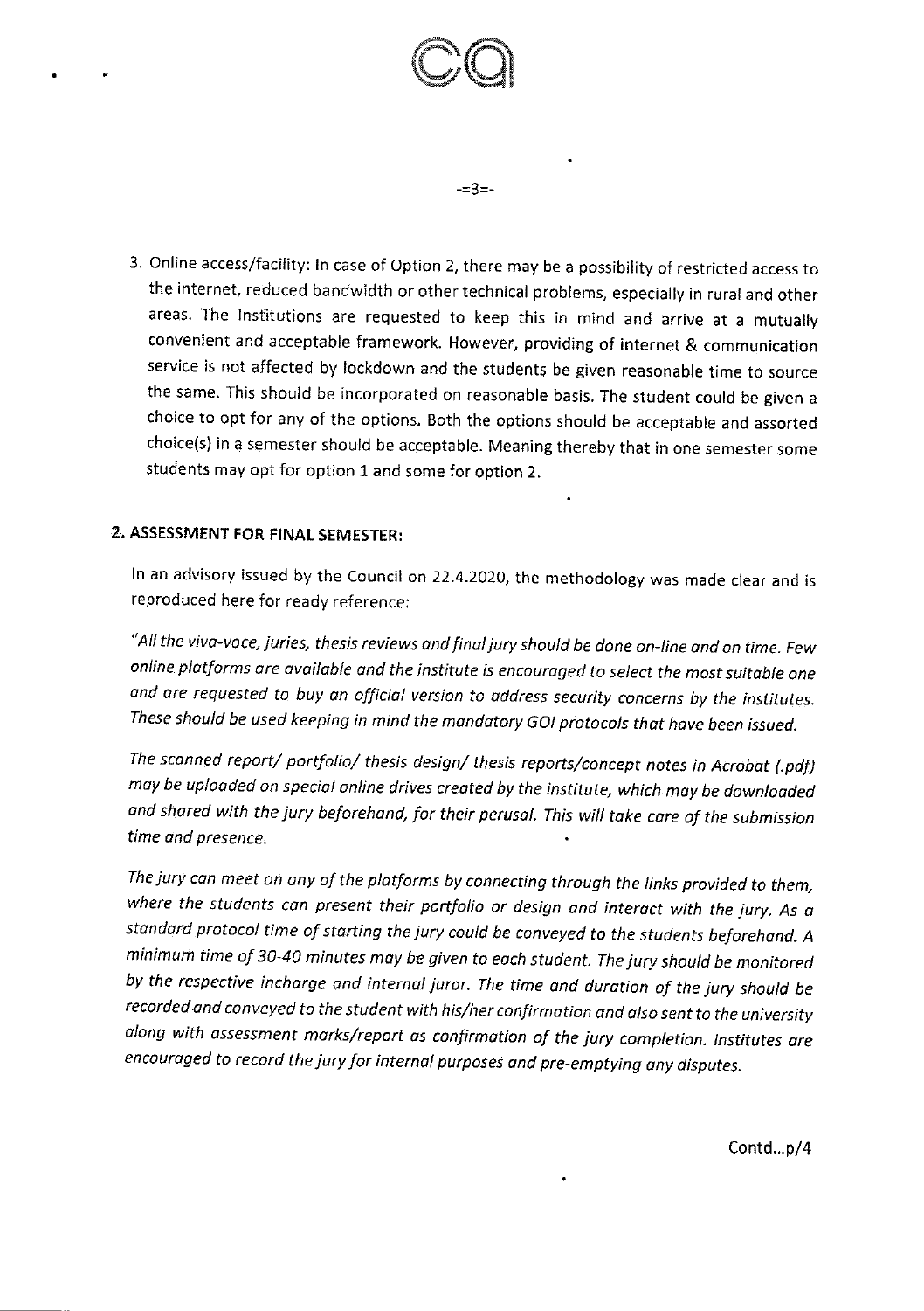3. Online access/facility: In case of Option 2, there may be a possibility of restricted access to the internet, reduced bandwidth or other technical problems, especially in rural and other areas. The Institutions are requested to keep this in mind and arrive at a mutually convenient and acceptable framework. However, providing of internet & communication service is not affected by lockdown and the students be given reasonable time to source the same. This should be incorporated on reasonable basis. The student could be given a choice to opt for any of the options. Both the options should be acceptable and assorted choice(s) in a semester should be acceptable. Meaning thereby that in one semester some students may opt for option 1 and some for option 2.

## 2. ASSESSMENT FOR FINAL SEMESTER:

In an advisory issued by the Council on 22.4.2020, the methodology was made clear and is reproduced here for ready reference:

*"All the viva-voce, juries, thesis reviews and final jury should be done on-line and on time. Few online platforms are available and the institute is encouraged to select the most suitable one and are requested to buy an official version to address security concerns by the institutes. These should be used keeping in mind the mandatory GOI protocols that have been issued.*

*The scanned report/ portfolio/ thesis design/ thesis reports/concept notes in Acrobat (.pdf) may be uploaded on special online drives created by the institute, which may be downloaded and shared with the jury beforehand, for their perusal. This will take care of the submission time and presence.*

*The jury can meet on any of the platforms by connecting through the links provided to them, where the students can present their portfolio or design and interact with the jury. As a standard protocol time of starting the jury could be conveyed to the students beforehand. A minimum time of 30-40 minutes may be given to each student. The jury should be monitored by the respective incharge and internal juror. The time and duration of the jury should be recorded and conveyed to the student with his/her confirmation and also sent to the university along with assessment marks/report as confirmation of the jury completion. Institutes are encouraged to record the jury for internal purposes and pre-emptying any disputes.*

Contd...p/4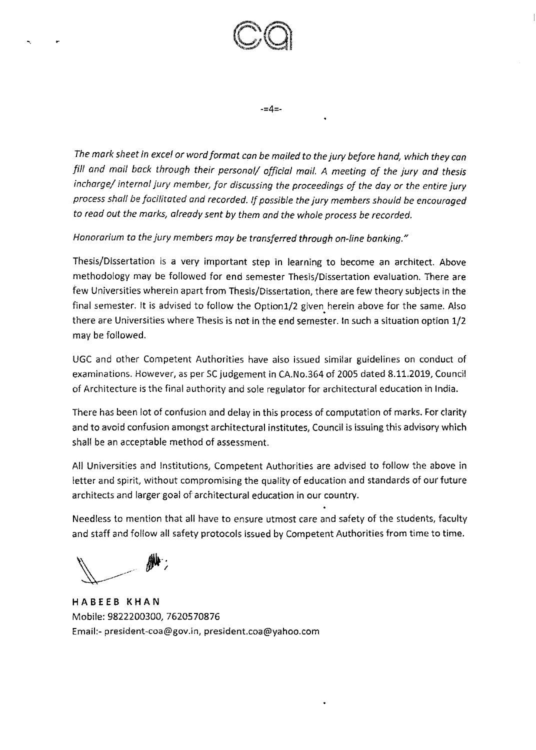*The mark sheet in excel or word format can be mailed to the jury before hand, which they can fill and mail back through their personal/ official mail. A meeting of the jury and thesis incharge/ internal jury member, for discussing the proceedings of the day or the entire jury process shall be facilitated and recorded. If possible the jury members should be encouraged to read out the marks, already sent by them and the whole process be recorded.*

*Honorarium to the jury members may be transferred through on-line banking."*

Thesis/Dissertation is a very important step in learning to become an architect. Above methodology may be followed for end semester Thesis/Dissertation evaluation. There are few Universities wherein apart from Thesis/Dissertation, there are few theory subjects in the final semester. It is advised to follow the Option1/2 given herein above for the same. Also there are Universities where Thesis is not in the end semester. In such a situation option 1/2 may be followed.

UGC and other Competent Authorities have also issued similar guidelines on conduct of examinations. However, as per SC judgement in CA.No.364 of 2005 dated 8.11.2019, Council of Architecture is the final authority and sole regulator for architectural education in India.

There has been lot of confusion and delay in this process of computation of marks. For clarity and to avoid confusion amongst architectural institutes, Council is issuing this advisory which shall be an acceptable method of assessment.

All Universities and Institutions, Competent Authorities are advised to follow the above in letter and spirit, without compromising the quality of education and standards of our future architects and larger goal of architectural education in our country.

Needless to mention that all have to ensure utmost care and safety of the students, faculty and staff and follow all safety protocols issued by Competent Authorities from time to time.

**HABEEB KHAN**
Mobile: 9822200300, 7620570876
Email:- president-coa@gov.in, president.coa@yahoo.com